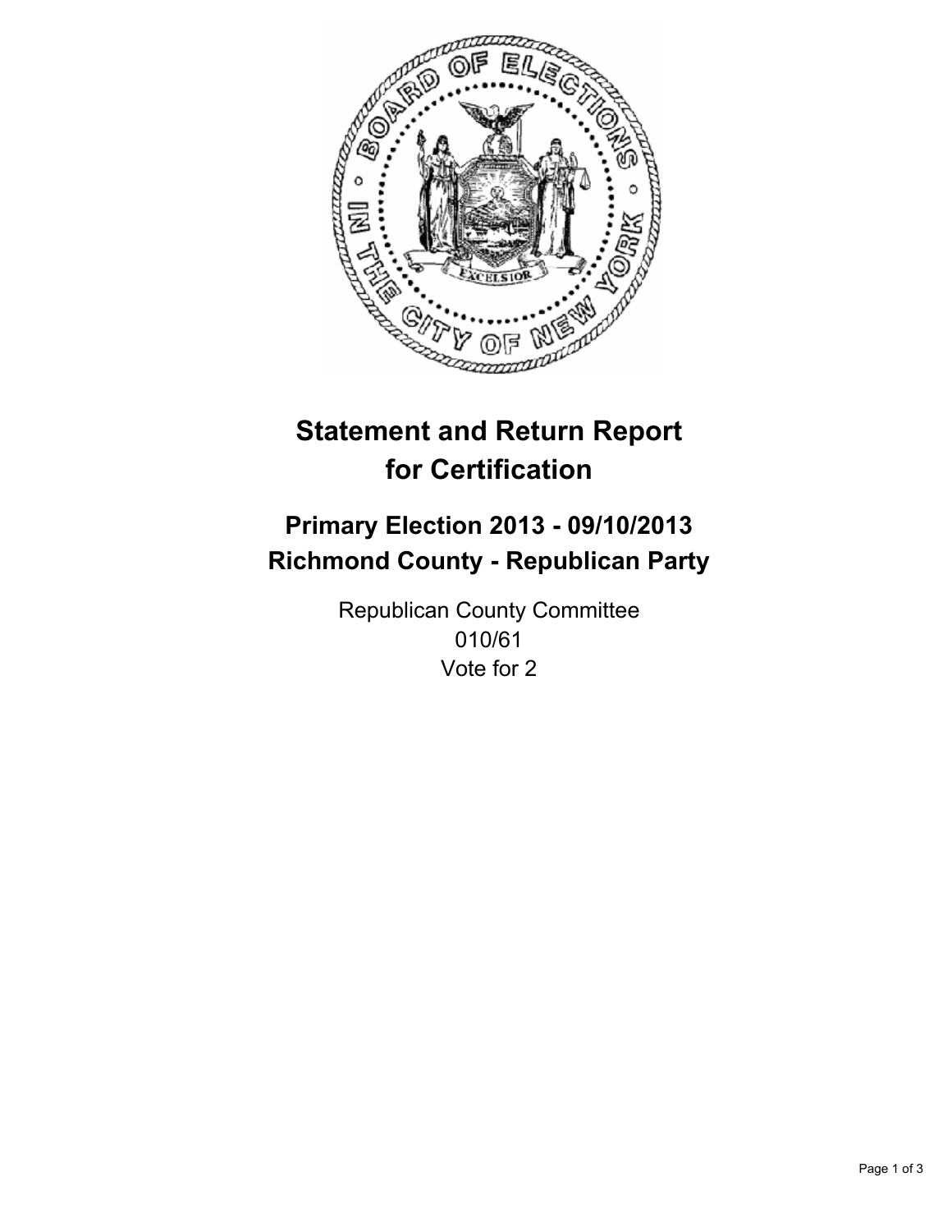# Statement and Return Report for Certification

## Primary Election 2013 - 09/10/2013
## Richmond County - Republican Party

Republican County Committee
010/61
Vote for 2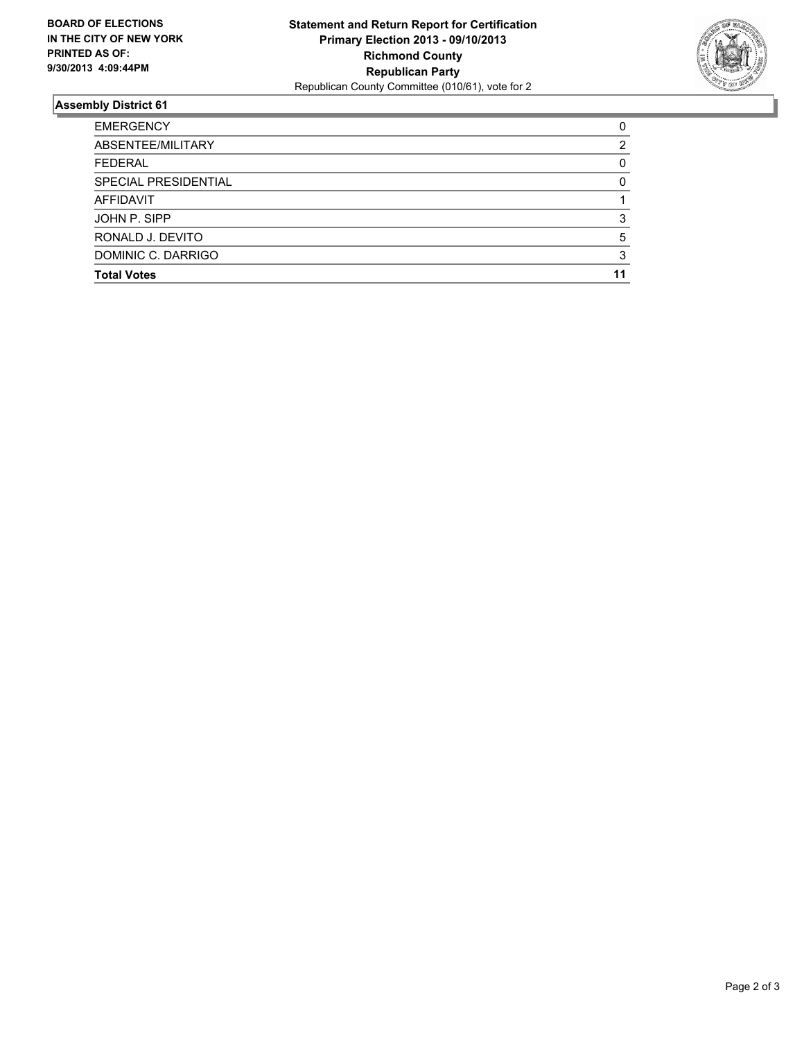**BOARD OF ELECTIONS IN THE CITY OF NEW YORK PRINTED AS OF: 9/30/2013 4:09:44PM**

**Statement and Return Report for Certification**
**Primary Election 2013 - 09/10/2013**
**Richmond County**
**Republican Party**
Republican County Committee (010/61), vote for 2

### Assembly District 61

| | |
|---|---|
| EMERGENCY | 0 |
| ABSENTEE/MILITARY | 2 |
| FEDERAL | 0 |
| SPECIAL PRESIDENTIAL | 0 |
| AFFIDAVIT | 1 |
| JOHN P. SIPP | 3 |
| RONALD J. DEVITO | 5 |
| DOMINIC C. DARRIGO | 3 |
| **Total Votes** | **11** |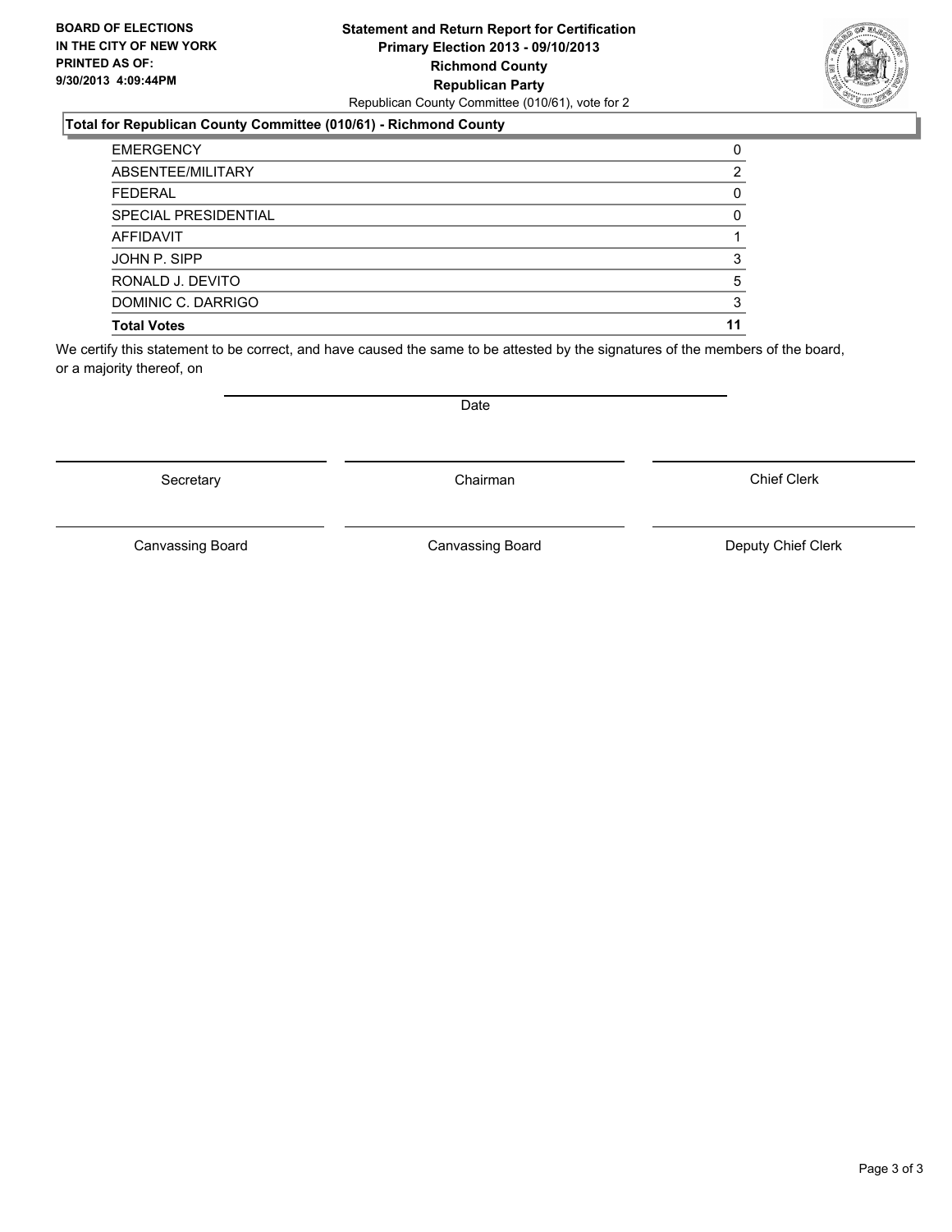**BOARD OF ELECTIONS IN THE CITY OF NEW YORK PRINTED AS OF: 9/30/2013 4:09:44PM**

**Statement and Return Report for Certification**
**Primary Election 2013 - 09/10/2013**
**Richmond County**
**Republican Party**
Republican County Committee (010/61), vote for 2

### Total for Republican County Committee (010/61) - Richmond County

| | |
|---|---|
| EMERGENCY | 0 |
| ABSENTEE/MILITARY | 2 |
| FEDERAL | 0 |
| SPECIAL PRESIDENTIAL | 0 |
| AFFIDAVIT | 1 |
| JOHN P. SIPP | 3 |
| RONALD J. DEVITO | 5 |
| DOMINIC C. DARRIGO | 3 |
| **Total Votes** | **11** |

We certify this statement to be correct, and have caused the same to be attested by the signatures of the members of the board, or a majority thereof, on

Date

Secretary

Chairman

Chief Clerk

Canvassing Board

Canvassing Board

Deputy Chief Clerk